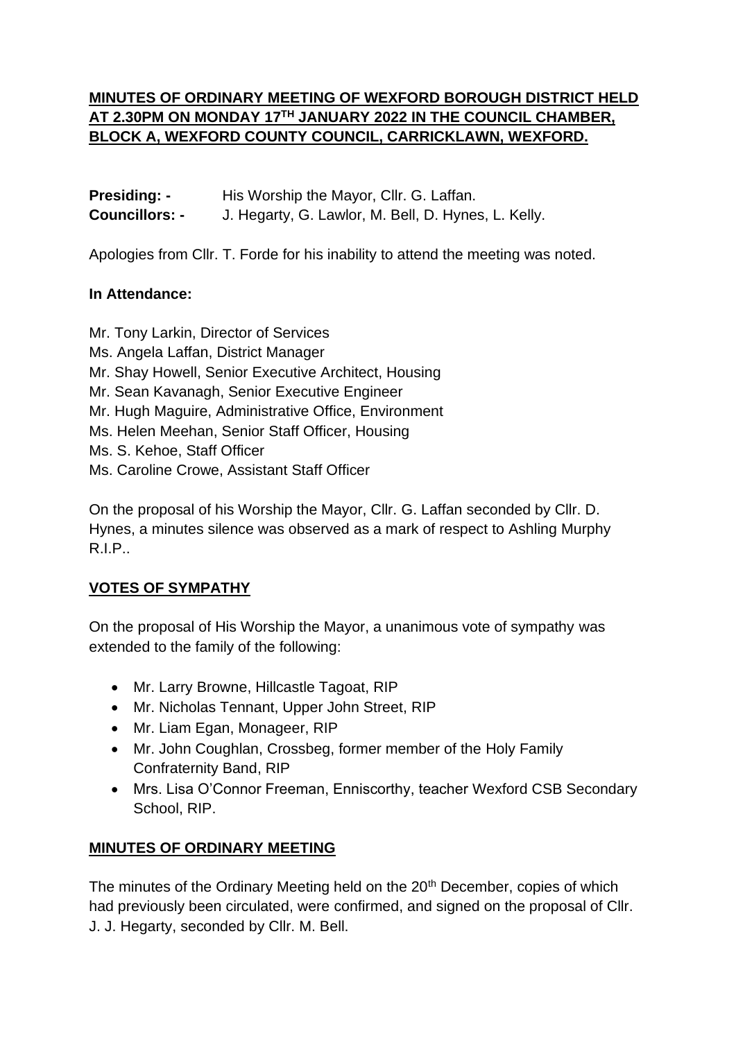**MINUTES OF ORDINARY MEETING OF WEXFORD BOROUGH DISTRICT HELD AT 2.30PM ON MONDAY 17TH JANUARY 2022 IN THE COUNCIL CHAMBER, BLOCK A, WEXFORD COUNTY COUNCIL, CARRICKLAWN, WEXFORD.**

**Presiding: -** His Worship the Mayor, Cllr. G. Laffan.
**Councillors: -** J. Hegarty, G. Lawlor, M. Bell, D. Hynes, L. Kelly.

Apologies from Cllr. T. Forde for his inability to attend the meeting was noted.

**In Attendance:**

Mr. Tony Larkin, Director of Services
Ms. Angela Laffan, District Manager
Mr. Shay Howell, Senior Executive Architect, Housing
Mr. Sean Kavanagh, Senior Executive Engineer
Mr. Hugh Maguire, Administrative Office, Environment
Ms. Helen Meehan, Senior Staff Officer, Housing
Ms. S. Kehoe, Staff Officer
Ms. Caroline Crowe, Assistant Staff Officer

On the proposal of his Worship the Mayor, Cllr. G. Laffan seconded by Cllr. D. Hynes, a minutes silence was observed as a mark of respect to Ashling Murphy R.I.P..

**VOTES OF SYMPATHY**

On the proposal of His Worship the Mayor, a unanimous vote of sympathy was extended to the family of the following:

- Mr. Larry Browne, Hillcastle Tagoat, RIP
- Mr. Nicholas Tennant, Upper John Street, RIP
- Mr. Liam Egan, Monageer, RIP
- Mr. John Coughlan, Crossbeg, former member of the Holy Family Confraternity Band, RIP
- Mrs. Lisa O'Connor Freeman, Enniscorthy, teacher Wexford CSB Secondary School, RIP.

**MINUTES OF ORDINARY MEETING**

The minutes of the Ordinary Meeting held on the 20th December, copies of which had previously been circulated, were confirmed, and signed on the proposal of Cllr. J. J. Hegarty, seconded by Cllr. M. Bell.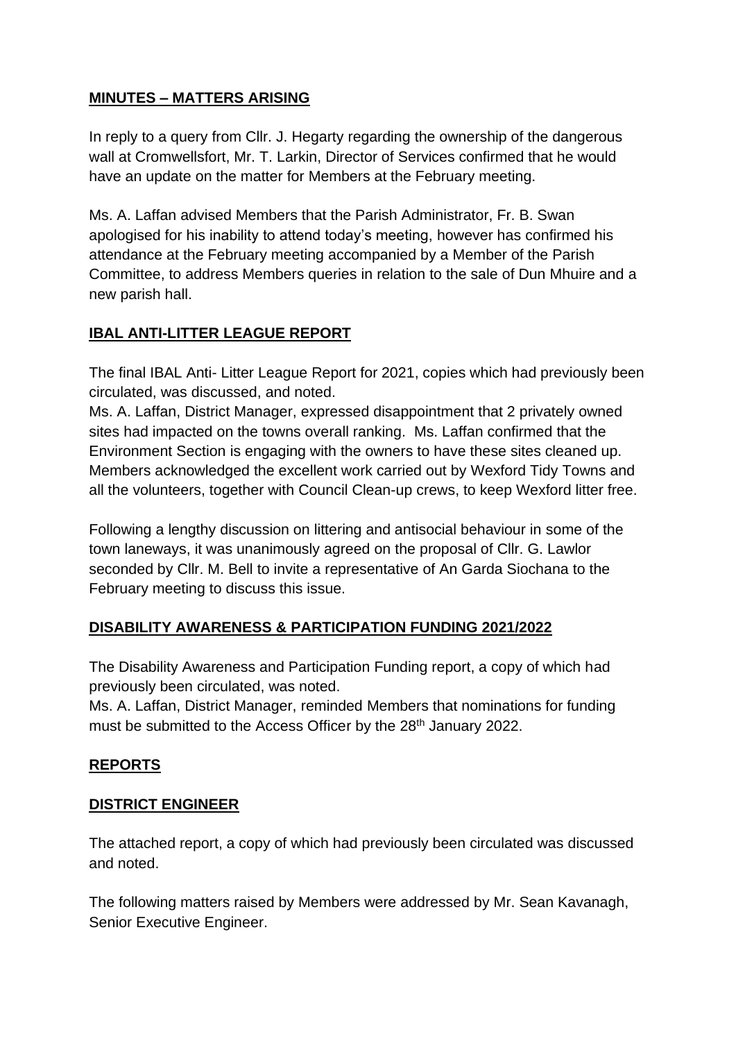## **MINUTES – MATTERS ARISING**

In reply to a query from Cllr. J. Hegarty regarding the ownership of the dangerous wall at Cromwellsfort, Mr. T. Larkin, Director of Services confirmed that he would have an update on the matter for Members at the February meeting.

Ms. A. Laffan advised Members that the Parish Administrator, Fr. B. Swan apologised for his inability to attend today's meeting, however has confirmed his attendance at the February meeting accompanied by a Member of the Parish Committee, to address Members queries in relation to the sale of Dun Mhuire and a new parish hall.

## **IBAL ANTI-LITTER LEAGUE REPORT**

The final IBAL Anti- Litter League Report for 2021, copies which had previously been circulated, was discussed, and noted.
Ms. A. Laffan, District Manager, expressed disappointment that 2 privately owned sites had impacted on the towns overall ranking. Ms. Laffan confirmed that the Environment Section is engaging with the owners to have these sites cleaned up. Members acknowledged the excellent work carried out by Wexford Tidy Towns and all the volunteers, together with Council Clean-up crews, to keep Wexford litter free.

Following a lengthy discussion on littering and antisocial behaviour in some of the town laneways, it was unanimously agreed on the proposal of Cllr. G. Lawlor seconded by Cllr. M. Bell to invite a representative of An Garda Siochana to the February meeting to discuss this issue.

## **DISABILITY AWARENESS & PARTICIPATION FUNDING 2021/2022**

The Disability Awareness and Participation Funding report, a copy of which had previously been circulated, was noted.
Ms. A. Laffan, District Manager, reminded Members that nominations for funding must be submitted to the Access Officer by the 28th January 2022.

## **REPORTS**

## **DISTRICT ENGINEER**

The attached report, a copy of which had previously been circulated was discussed and noted.

The following matters raised by Members were addressed by Mr. Sean Kavanagh, Senior Executive Engineer.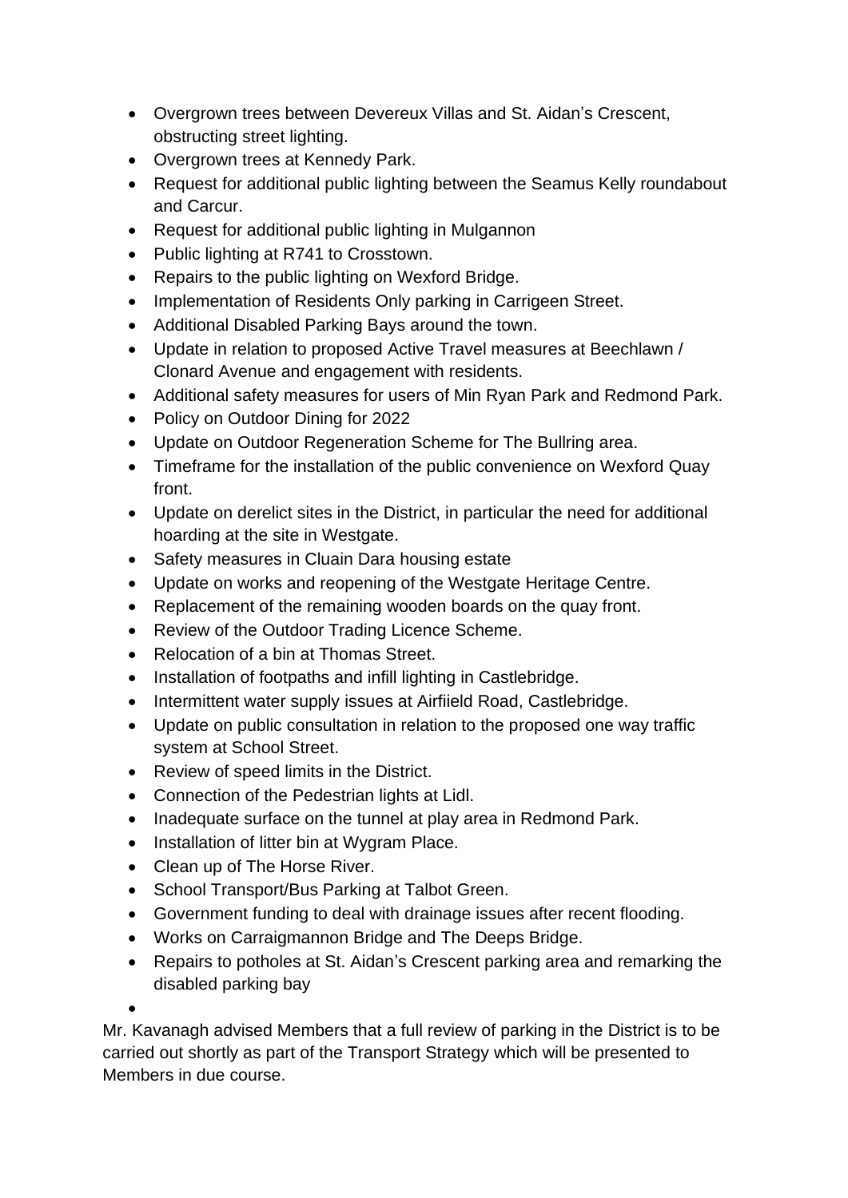- Overgrown trees between Devereux Villas and St. Aidan's Crescent, obstructing street lighting.
- Overgrown trees at Kennedy Park.
- Request for additional public lighting between the Seamus Kelly roundabout and Carcur.
- Request for additional public lighting in Mulgannon
- Public lighting at R741 to Crosstown.
- Repairs to the public lighting on Wexford Bridge.
- Implementation of Residents Only parking in Carrigeen Street.
- Additional Disabled Parking Bays around the town.
- Update in relation to proposed Active Travel measures at Beechlawn / Clonard Avenue and engagement with residents.
- Additional safety measures for users of Min Ryan Park and Redmond Park.
- Policy on Outdoor Dining for 2022
- Update on Outdoor Regeneration Scheme for The Bullring area.
- Timeframe for the installation of the public convenience on Wexford Quay front.
- Update on derelict sites in the District, in particular the need for additional hoarding at the site in Westgate.
- Safety measures in Cluain Dara housing estate
- Update on works and reopening of the Westgate Heritage Centre.
- Replacement of the remaining wooden boards on the quay front.
- Review of the Outdoor Trading Licence Scheme.
- Relocation of a bin at Thomas Street.
- Installation of footpaths and infill lighting in Castlebridge.
- Intermittent water supply issues at Airfiield Road, Castlebridge.
- Update on public consultation in relation to the proposed one way traffic system at School Street.
- Review of speed limits in the District.
- Connection of the Pedestrian lights at Lidl.
- Inadequate surface on the tunnel at play area in Redmond Park.
- Installation of litter bin at Wygram Place.
- Clean up of The Horse River.
- School Transport/Bus Parking at Talbot Green.
- Government funding to deal with drainage issues after recent flooding.
- Works on Carraigmannon Bridge and The Deeps Bridge.
- Repairs to potholes at St. Aidan's Crescent parking area and remarking the disabled parking bay

Mr. Kavanagh advised Members that a full review of parking in the District is to be carried out shortly as part of the Transport Strategy which will be presented to Members in due course.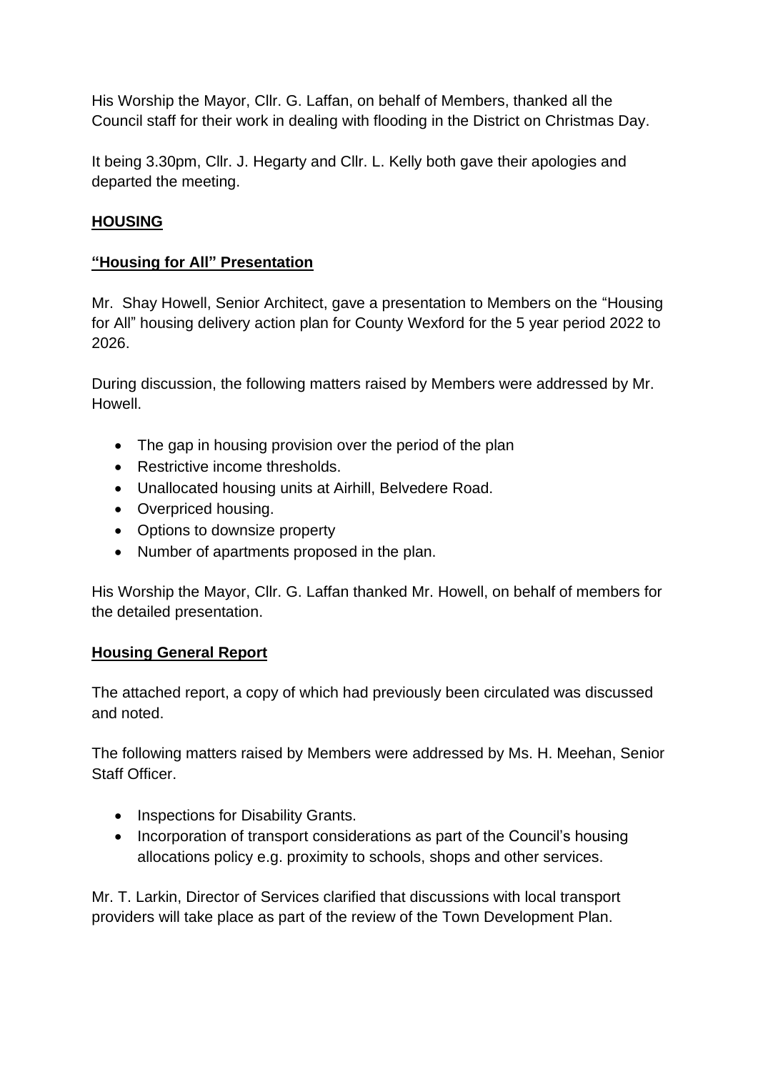His Worship the Mayor, Cllr. G. Laffan, on behalf of Members, thanked all the Council staff for their work in dealing with flooding in the District on Christmas Day.

It being 3.30pm, Cllr. J. Hegarty and Cllr. L. Kelly both gave their apologies and departed the meeting.

## **HOUSING**

### **"Housing for All" Presentation**

Mr. Shay Howell, Senior Architect, gave a presentation to Members on the "Housing for All" housing delivery action plan for County Wexford for the 5 year period 2022 to 2026.

During discussion, the following matters raised by Members were addressed by Mr. Howell.

- The gap in housing provision over the period of the plan
- Restrictive income thresholds.
- Unallocated housing units at Airhill, Belvedere Road.
- Overpriced housing.
- Options to downsize property
- Number of apartments proposed in the plan.

His Worship the Mayor, Cllr. G. Laffan thanked Mr. Howell, on behalf of members for the detailed presentation.

### **Housing General Report**

The attached report, a copy of which had previously been circulated was discussed and noted.

The following matters raised by Members were addressed by Ms. H. Meehan, Senior Staff Officer.

- Inspections for Disability Grants.
- Incorporation of transport considerations as part of the Council's housing allocations policy e.g. proximity to schools, shops and other services.

Mr. T. Larkin, Director of Services clarified that discussions with local transport providers will take place as part of the review of the Town Development Plan.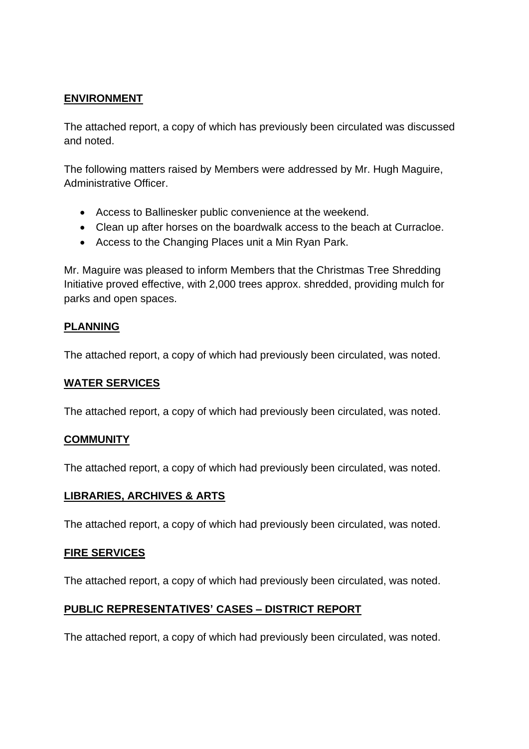**ENVIRONMENT**

The attached report, a copy of which has previously been circulated was discussed and noted.

The following matters raised by Members were addressed by Mr. Hugh Maguire, Administrative Officer.

- Access to Ballinesker public convenience at the weekend.
- Clean up after horses on the boardwalk access to the beach at Curracloe.
- Access to the Changing Places unit a Min Ryan Park.

Mr. Maguire was pleased to inform Members that the Christmas Tree Shredding Initiative proved effective, with 2,000 trees approx. shredded, providing mulch for parks and open spaces.

**PLANNING**

The attached report, a copy of which had previously been circulated, was noted.

**WATER SERVICES**

The attached report, a copy of which had previously been circulated, was noted.

**COMMUNITY**

The attached report, a copy of which had previously been circulated, was noted.

**LIBRARIES, ARCHIVES & ARTS**

The attached report, a copy of which had previously been circulated, was noted.

**FIRE SERVICES**

The attached report, a copy of which had previously been circulated, was noted.

**PUBLIC REPRESENTATIVES' CASES – DISTRICT REPORT**

The attached report, a copy of which had previously been circulated, was noted.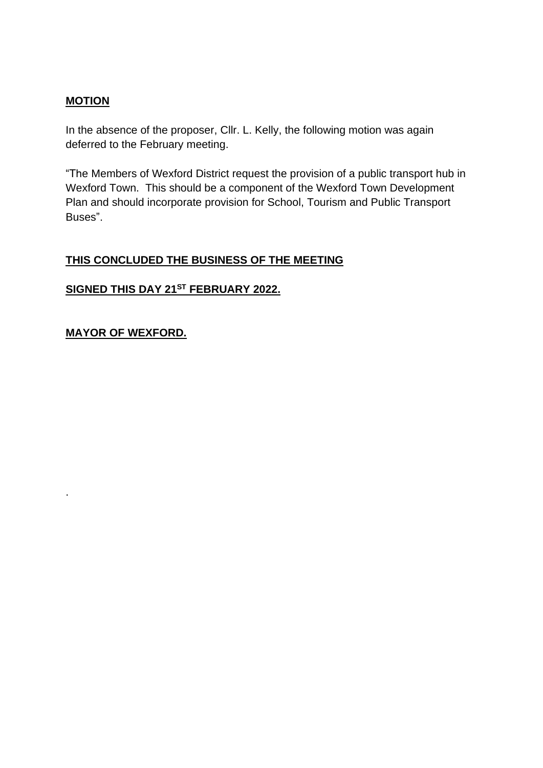**MOTION**

In the absence of the proposer, Cllr. L. Kelly, the following motion was again deferred to the February meeting.

“The Members of Wexford District request the provision of a public transport hub in Wexford Town.  This should be a component of the Wexford Town Development Plan and should incorporate provision for School, Tourism and Public Transport Buses”.

**THIS CONCLUDED THE BUSINESS OF THE MEETING**

**SIGNED THIS DAY 21ST FEBRUARY 2022.**

**MAYOR OF WEXFORD.**

.